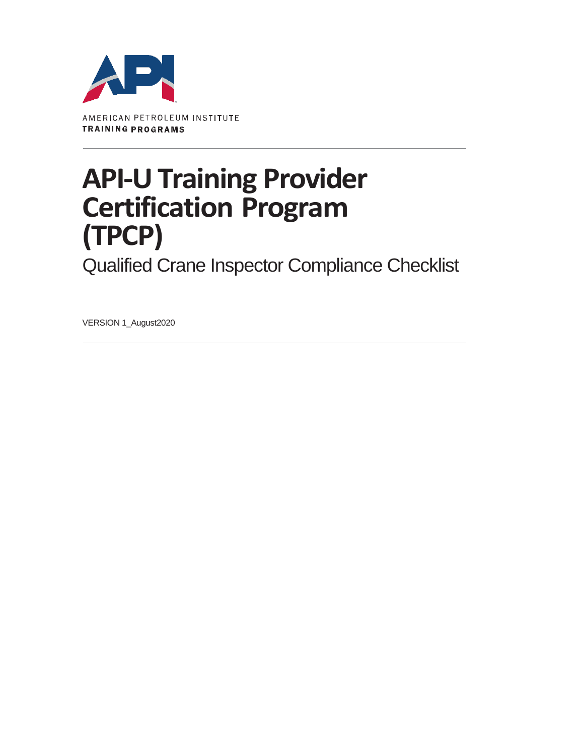AMERICAN PETROLEUM INSTITUTE
**TRAINING PROGRAMS**

# API-U Training Provider Certification Program (TPCP)

## Qualified Crane Inspector Compliance Checklist

VERSION 1_August2020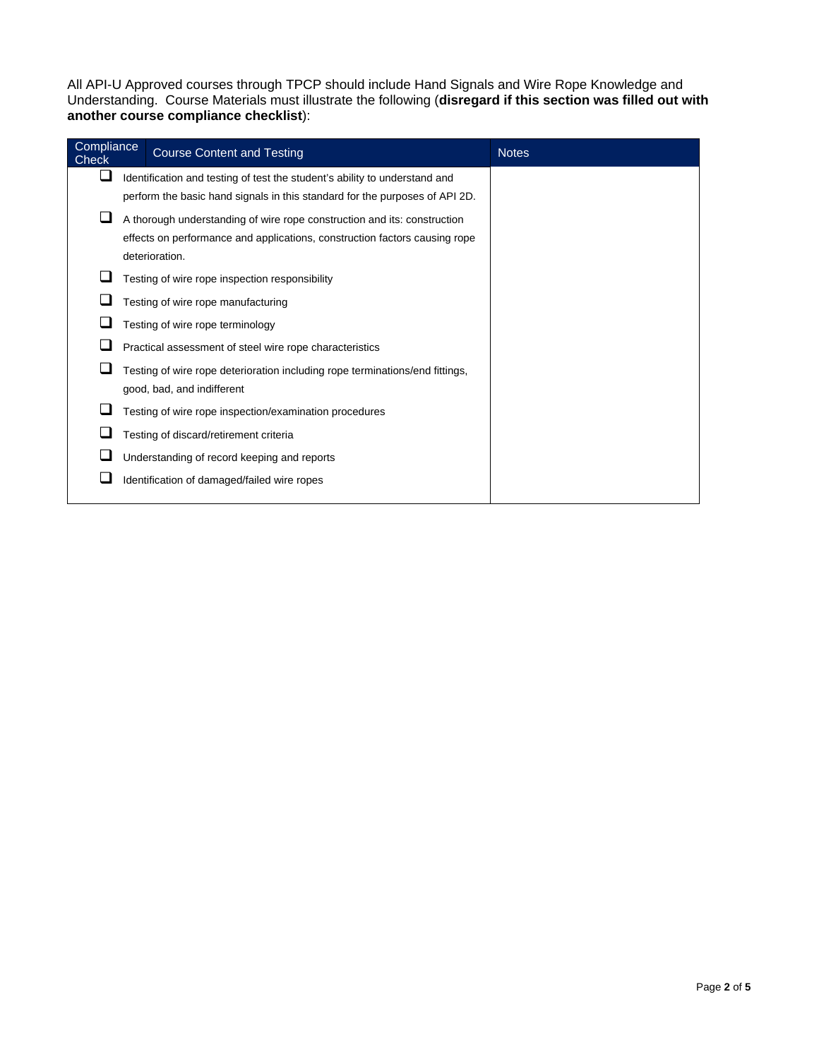All API-U Approved courses through TPCP should include Hand Signals and Wire Rope Knowledge and Understanding. Course Materials must illustrate the following (**disregard if this section was filled out with another course compliance checklist**):

| Compliance Check | Course Content and Testing | Notes |
|---|---|---|
| ☐ | Identification and testing of test the student's ability to understand and perform the basic hand signals in this standard for the purposes of API 2D. | |
| ☐ | A thorough understanding of wire rope construction and its: construction effects on performance and applications, construction factors causing rope deterioration. | |
| ☐ | Testing of wire rope inspection responsibility | |
| ☐ | Testing of wire rope manufacturing | |
| ☐ | Testing of wire rope terminology | |
| ☐ | Practical assessment of steel wire rope characteristics | |
| ☐ | Testing of wire rope deterioration including rope terminations/end fittings, good, bad, and indifferent | |
| ☐ | Testing of wire rope inspection/examination procedures | |
| ☐ | Testing of discard/retirement criteria | |
| ☐ | Understanding of record keeping and reports | |
| ☐ | Identification of damaged/failed wire ropes | |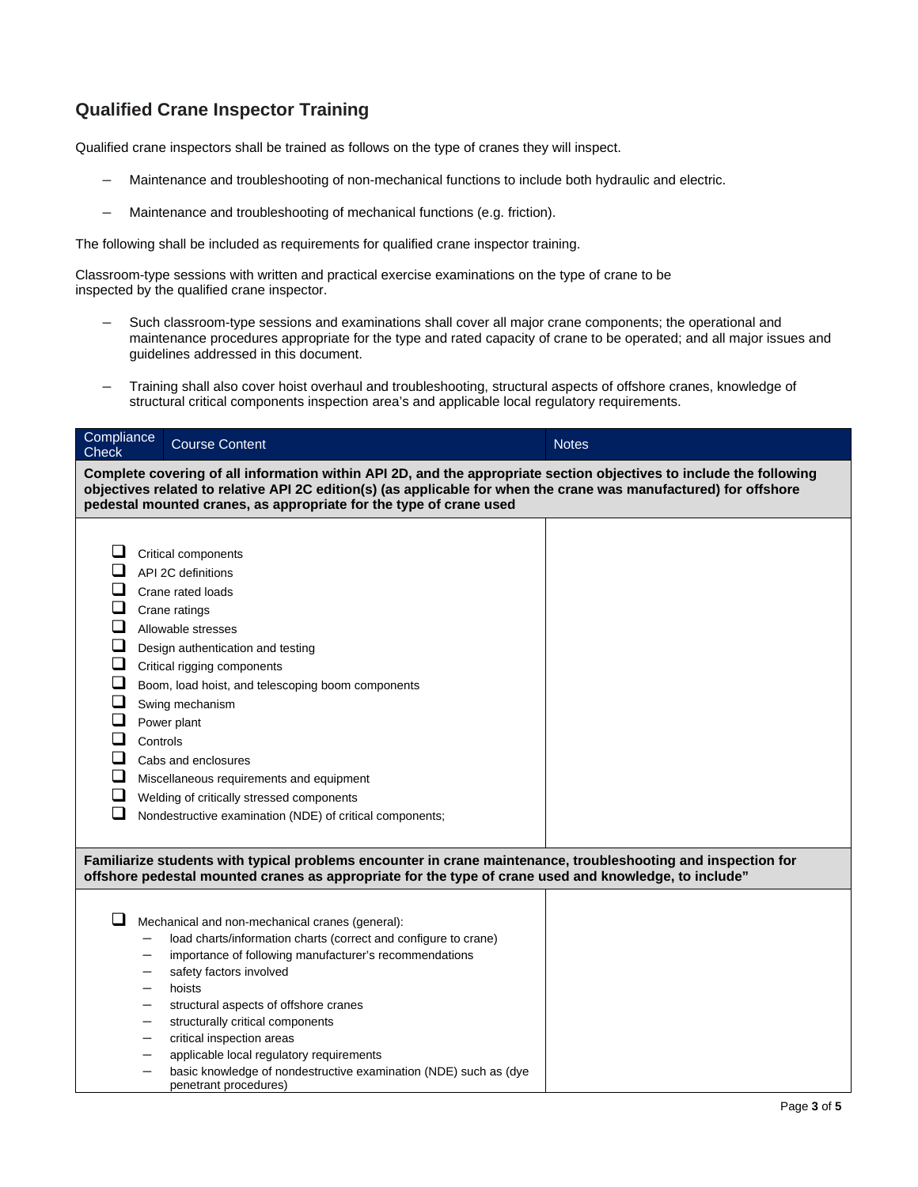## Qualified Crane Inspector Training

Qualified crane inspectors shall be trained as follows on the type of cranes they will inspect.

- Maintenance and troubleshooting of non-mechanical functions to include both hydraulic and electric.
- Maintenance and troubleshooting of mechanical functions (e.g. friction).

The following shall be included as requirements for qualified crane inspector training.

Classroom-type sessions with written and practical exercise examinations on the type of crane to be inspected by the qualified crane inspector.

- Such classroom-type sessions and examinations shall cover all major crane components; the operational and maintenance procedures appropriate for the type and rated capacity of crane to be operated; and all major issues and guidelines addressed in this document.
- Training shall also cover hoist overhaul and troubleshooting, structural aspects of offshore cranes, knowledge of structural critical components inspection area's and applicable local regulatory requirements.

| Compliance Check | Course Content | Notes |
|---|---|---|
| **Complete covering of all information within API 2D, and the appropriate section objectives to include the following objectives related to relative API 2C edition(s) (as applicable for when the crane was manufactured) for offshore pedestal mounted cranes, as appropriate for the type of crane used** | | |
| ☐ | Critical components | |
| ☐ | API 2C definitions | |
| ☐ | Crane rated loads | |
| ☐ | Crane ratings | |
| ☐ | Allowable stresses | |
| ☐ | Design authentication and testing | |
| ☐ | Critical rigging components | |
| ☐ | Boom, load hoist, and telescoping boom components | |
| ☐ | Swing mechanism | |
| ☐ | Power plant | |
| ☐ | Controls | |
| ☐ | Cabs and enclosures | |
| ☐ | Miscellaneous requirements and equipment | |
| ☐ | Welding of critically stressed components | |
| ☐ | Nondestructive examination (NDE) of critical components; | |
| **Familiarize students with typical problems encounter in crane maintenance, troubleshooting and inspection for offshore pedestal mounted cranes as appropriate for the type of crane used and knowledge, to include"** | | |
| ☐ | Mechanical and non-mechanical cranes (general):<br>– load charts/information charts (correct and configure to crane)<br>– importance of following manufacturer's recommendations<br>– safety factors involved<br>– hoists<br>– structural aspects of offshore cranes<br>– structurally critical components<br>– critical inspection areas<br>– applicable local regulatory requirements<br>– basic knowledge of nondestructive examination (NDE) such as (dye penetrant procedures) | |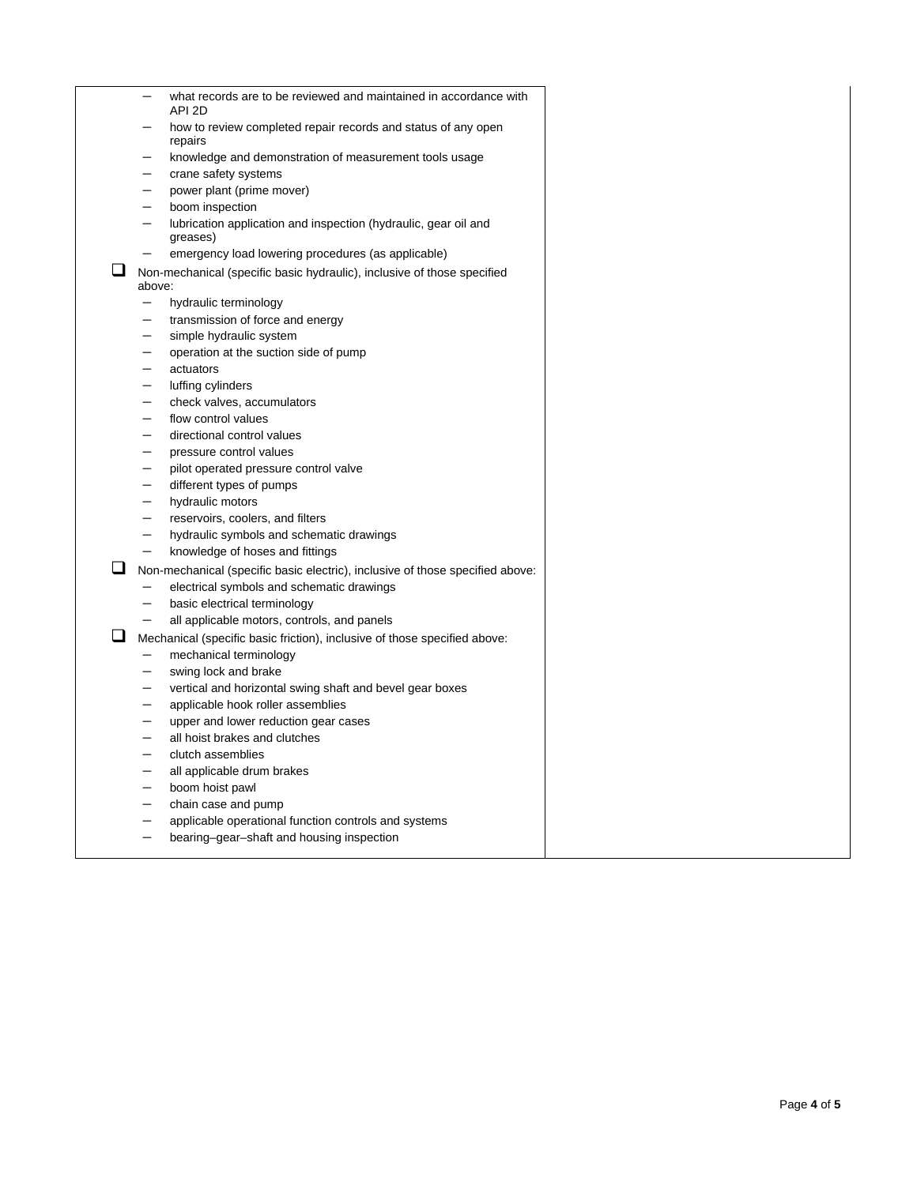| | |
|---|---|
| – what records are to be reviewed and maintained in accordance with API 2D<br>– how to review completed repair records and status of any open repairs<br>– knowledge and demonstration of measurement tools usage<br>– crane safety systems<br>– power plant (prime mover)<br>– boom inspection<br>– lubrication application and inspection (hydraulic, gear oil and greases)<br>– emergency load lowering procedures (as applicable)<br>☐ Non-mechanical (specific basic hydraulic), inclusive of those specified above:<br>– hydraulic terminology<br>– transmission of force and energy<br>– simple hydraulic system<br>– operation at the suction side of pump<br>– actuators<br>– luffing cylinders<br>– check valves, accumulators<br>– flow control values<br>– directional control values<br>– pressure control values<br>– pilot operated pressure control valve<br>– different types of pumps<br>– hydraulic motors<br>– reservoirs, coolers, and filters<br>– hydraulic symbols and schematic drawings<br>– knowledge of hoses and fittings<br>☐ Non-mechanical (specific basic electric), inclusive of those specified above:<br>– electrical symbols and schematic drawings<br>– basic electrical terminology<br>– all applicable motors, controls, and panels<br>☐ Mechanical (specific basic friction), inclusive of those specified above:<br>– mechanical terminology<br>– swing lock and brake<br>– vertical and horizontal swing shaft and bevel gear boxes<br>– applicable hook roller assemblies<br>– upper and lower reduction gear cases<br>– all hoist brakes and clutches<br>– clutch assemblies<br>– all applicable drum brakes<br>– boom hoist pawl<br>– chain case and pump<br>– applicable operational function controls and systems<br>– bearing–gear–shaft and housing inspection | |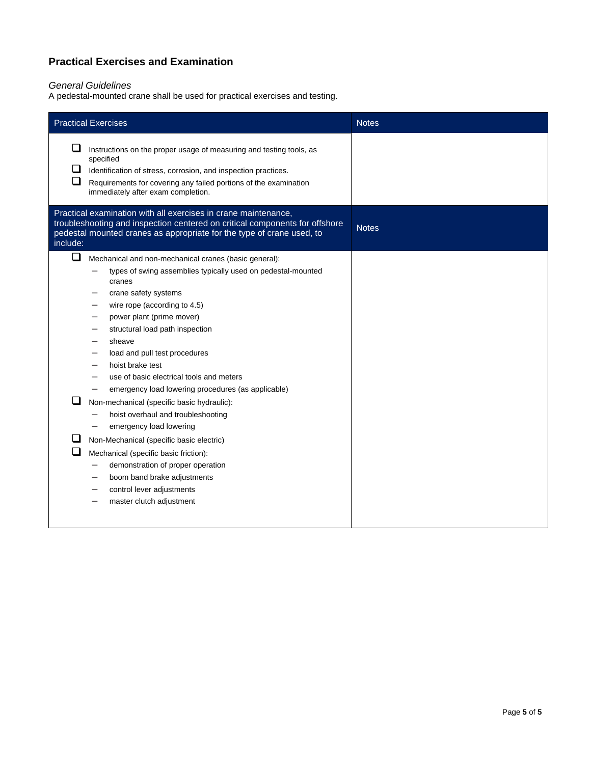## Practical Exercises and Examination

*General Guidelines*

A pedestal-mounted crane shall be used for practical exercises and testing.

| Practical Exercises | Notes |
|---|---|
| ❑ Instructions on the proper usage of measuring and testing tools, as specified<br>❑ Identification of stress, corrosion, and inspection practices.<br>❑ Requirements for covering any failed portions of the examination immediately after exam completion. | |

| Practical examination with all exercises in crane maintenance, troubleshooting and inspection centered on critical components for offshore pedestal mounted cranes as appropriate for the type of crane used, to include: | Notes |
|---|---|
| ❑ Mechanical and non-mechanical cranes (basic general):<br>– types of swing assemblies typically used on pedestal-mounted cranes<br>– crane safety systems<br>– wire rope (according to 4.5)<br>– power plant (prime mover)<br>– structural load path inspection<br>– sheave<br>– load and pull test procedures<br>– hoist brake test<br>– use of basic electrical tools and meters<br>– emergency load lowering procedures (as applicable)<br>❑ Non-mechanical (specific basic hydraulic):<br>– hoist overhaul and troubleshooting<br>– emergency load lowering<br>❑ Non-Mechanical (specific basic electric)<br>❑ Mechanical (specific basic friction):<br>– demonstration of proper operation<br>– boom band brake adjustments<br>– control lever adjustments<br>– master clutch adjustment | |